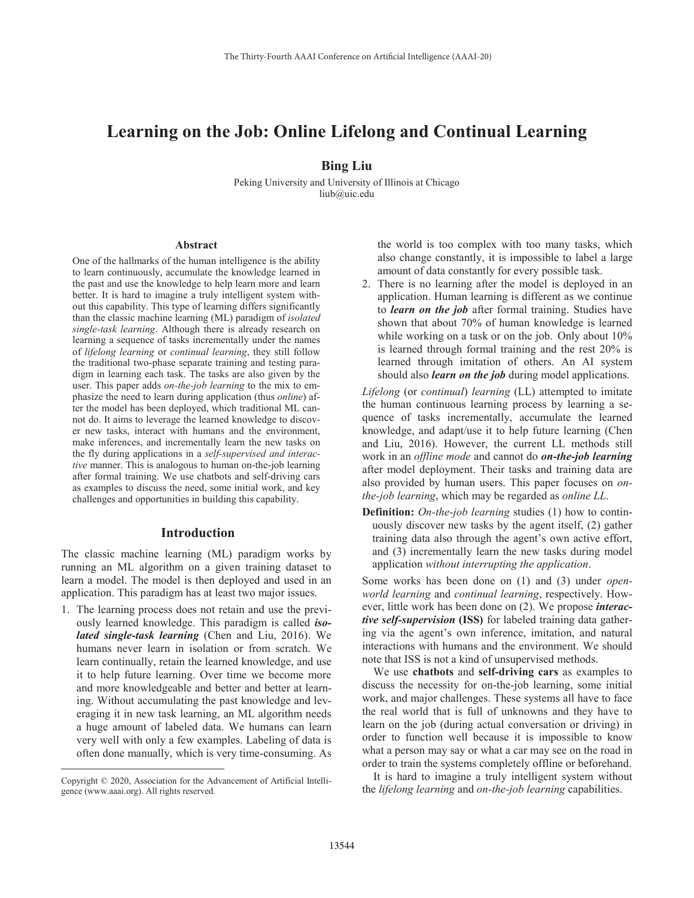# Learning on the Job: Online Lifelong and Continual Learning

**Bing Liu**

Peking University and University of Illinois at Chicago
liub@uic.edu

## Abstract

One of the hallmarks of the human intelligence is the ability to learn continuously, accumulate the knowledge learned in the past and use the knowledge to help learn more and learn better. It is hard to imagine a truly intelligent system without this capability. This type of learning differs significantly than the classic machine learning (ML) paradigm of *isolated single-task learning*. Although there is already research on learning a sequence of tasks incrementally under the names of *lifelong learning* or *continual learning*, they still follow the traditional two-phase separate training and testing paradigm in learning each task. The tasks are also given by the user. This paper adds *on-the-job learning* to the mix to emphasize the need to learn during application (thus *online*) after the model has been deployed, which traditional ML cannot do. It aims to leverage the learned knowledge to discover new tasks, interact with humans and the environment, make inferences, and incrementally learn the new tasks on the fly during applications in a *self-supervised and interactive* manner. This is analogous to human on-the-job learning after formal training. We use chatbots and self-driving cars as examples to discuss the need, some initial work, and key challenges and opportunities in building this capability.

## Introduction

The classic machine learning (ML) paradigm works by running an ML algorithm on a given training dataset to learn a model. The model is then deployed and used in an application. This paradigm has at least two major issues.

1. The learning process does not retain and use the previously learned knowledge. This paradigm is called ***isolated single-task learning*** (Chen and Liu, 2016). We humans never learn in isolation or from scratch. We learn continually, retain the learned knowledge, and use it to help future learning. Over time we become more and more knowledgeable and better and better at learning. Without accumulating the past knowledge and leveraging it in new task learning, an ML algorithm needs a huge amount of labeled data. We humans can learn very well with only a few examples. Labeling of data is often done manually, which is very time-consuming. As the world is too complex with too many tasks, which also change constantly, it is impossible to label a large amount of data constantly for every possible task.
2. There is no learning after the model is deployed in an application. Human learning is different as we continue to ***learn on the job*** after formal training. Studies have shown that about 70% of human knowledge is learned while working on a task or on the job. Only about 10% is learned through formal training and the rest 20% is learned through imitation of others. An AI system should also ***learn on the job*** during model applications.

*Lifelong* (or *continual*) *learning* (LL) attempted to imitate the human continuous learning process by learning a sequence of tasks incrementally, accumulate the learned knowledge, and adapt/use it to help future learning (Chen and Liu, 2016). However, the current LL methods still work in an *offline mode* and cannot do ***on-the-job learning*** after model deployment. Their tasks and training data are also provided by human users. This paper focuses on *on-the-job learning*, which may be regarded as *online LL*.

**Definition:** *On-the-job learning* studies (1) how to continuously discover new tasks by the agent itself, (2) gather training data also through the agent's own active effort, and (3) incrementally learn the new tasks during model application *without interrupting the application*.

Some works has been done on (1) and (3) under *open-world learning* and *continual learning*, respectively. However, little work has been done on (2). We propose ***interactive self-supervision*** **(ISS)** for labeled training data gathering via the agent's own inference, imitation, and natural interactions with humans and the environment. We should note that ISS is not a kind of unsupervised methods.

We use **chatbots** and **self-driving cars** as examples to discuss the necessity for on-the-job learning, some initial work, and major challenges. These systems all have to face the real world that is full of unknowns and they have to learn on the job (during actual conversation or driving) in order to function well because it is impossible to know what a person may say or what a car may see on the road in order to train the systems completely offline or beforehand.

It is hard to imagine a truly intelligent system without the *lifelong learning* and *on-the-job learning* capabilities.

Copyright © 2020, Association for the Advancement of Artificial Intelligence (www.aaai.org). All rights reserved.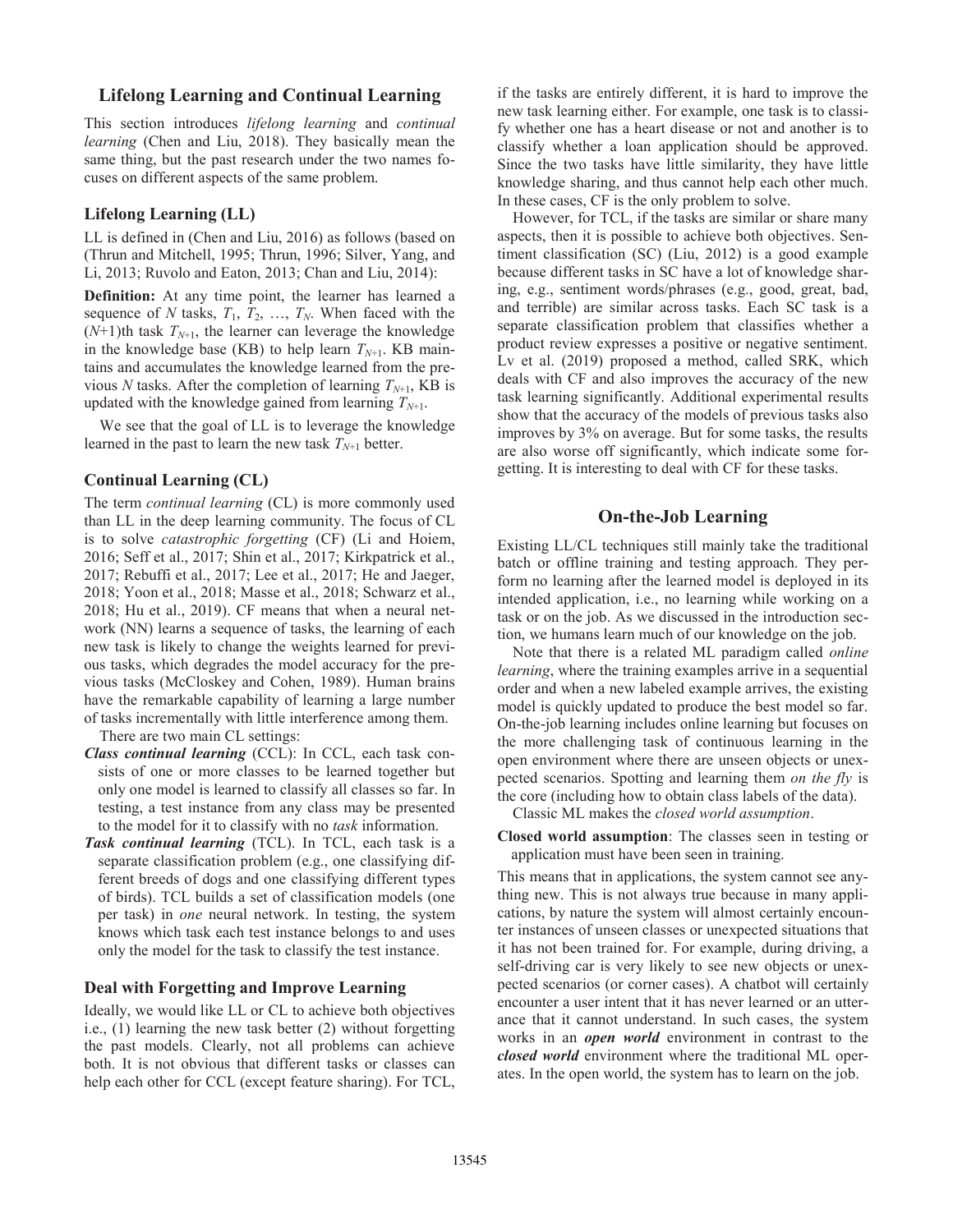## Lifelong Learning and Continual Learning

This section introduces *lifelong learning* and *continual learning* (Chen and Liu, 2018). They basically mean the same thing, but the past research under the two names focuses on different aspects of the same problem.

### Lifelong Learning (LL)

LL is defined in (Chen and Liu, 2016) as follows (based on (Thrun and Mitchell, 1995; Thrun, 1996; Silver, Yang, and Li, 2013; Ruvolo and Eaton, 2013; Chan and Liu, 2014):

**Definition:** At any time point, the learner has learned a sequence of $N$ tasks, $T_1$, $T_2$, …, $T_N$. When faced with the ($N$+1)th task $T_{N+1}$, the learner can leverage the knowledge in the knowledge base (KB) to help learn $T_{N+1}$. KB maintains and accumulates the knowledge learned from the previous $N$ tasks. After the completion of learning $T_{N+1}$, KB is updated with the knowledge gained from learning $T_{N+1}$.

We see that the goal of LL is to leverage the knowledge learned in the past to learn the new task $T_{N+1}$ better.

### Continual Learning (CL)

The term *continual learning* (CL) is more commonly used than LL in the deep learning community. The focus of CL is to solve *catastrophic forgetting* (CF) (Li and Hoiem, 2016; Seff et al., 2017; Shin et al., 2017; Kirkpatrick et al., 2017; Rebuffi et al., 2017; Lee et al., 2017; He and Jaeger, 2018; Yoon et al., 2018; Masse et al., 2018; Schwarz et al., 2018; Hu et al., 2019). CF means that when a neural network (NN) learns a sequence of tasks, the learning of each new task is likely to change the weights learned for previous tasks, which degrades the model accuracy for the previous tasks (McCloskey and Cohen, 1989). Human brains have the remarkable capability of learning a large number of tasks incrementally with little interference among them.

There are two main CL settings:

***Class continual learning*** (CCL): In CCL, each task consists of one or more classes to be learned together but only one model is learned to classify all classes so far. In testing, a test instance from any class may be presented to the model for it to classify with no *task* information.

***Task continual learning*** (TCL). In TCL, each task is a separate classification problem (e.g., one classifying different breeds of dogs and one classifying different types of birds). TCL builds a set of classification models (one per task) in *one* neural network. In testing, the system knows which task each test instance belongs to and uses only the model for the task to classify the test instance.

### Deal with Forgetting and Improve Learning

Ideally, we would like LL or CL to achieve both objectives i.e., (1) learning the new task better (2) without forgetting the past models. Clearly, not all problems can achieve both. It is not obvious that different tasks or classes can help each other for CCL (except feature sharing). For TCL, if the tasks are entirely different, it is hard to improve the new task learning either. For example, one task is to classify whether one has a heart disease or not and another is to classify whether a loan application should be approved. Since the two tasks have little similarity, they have little knowledge sharing, and thus cannot help each other much. In these cases, CF is the only problem to solve.

However, for TCL, if the tasks are similar or share many aspects, then it is possible to achieve both objectives. Sentiment classification (SC) (Liu, 2012) is a good example because different tasks in SC have a lot of knowledge sharing, e.g., sentiment words/phrases (e.g., good, great, bad, and terrible) are similar across tasks. Each SC task is a separate classification problem that classifies whether a product review expresses a positive or negative sentiment. Lv et al. (2019) proposed a method, called SRK, which deals with CF and also improves the accuracy of the new task learning significantly. Additional experimental results show that the accuracy of the models of previous tasks also improves by 3% on average. But for some tasks, the results are also worse off significantly, which indicate some forgetting. It is interesting to deal with CF for these tasks.

## On-the-Job Learning

Existing LL/CL techniques still mainly take the traditional batch or offline training and testing approach. They perform no learning after the learned model is deployed in its intended application, i.e., no learning while working on a task or on the job. As we discussed in the introduction section, we humans learn much of our knowledge on the job.

Note that there is a related ML paradigm called *online learning*, where the training examples arrive in a sequential order and when a new labeled example arrives, the existing model is quickly updated to produce the best model so far. On-the-job learning includes online learning but focuses on the more challenging task of continuous learning in the open environment where there are unseen objects or unexpected scenarios. Spotting and learning them *on the fly* is the core (including how to obtain class labels of the data).

Classic ML makes the *closed world assumption*.

**Closed world assumption**: The classes seen in testing or application must have been seen in training.

This means that in applications, the system cannot see anything new. This is not always true because in many applications, by nature the system will almost certainly encounter instances of unseen classes or unexpected situations that it has not been trained for. For example, during driving, a self-driving car is very likely to see new objects or unexpected scenarios (or corner cases). A chatbot will certainly encounter a user intent that it has never learned or an utterance that it cannot understand. In such cases, the system works in an ***open world*** environment in contrast to the ***closed world*** environment where the traditional ML operates. In the open world, the system has to learn on the job.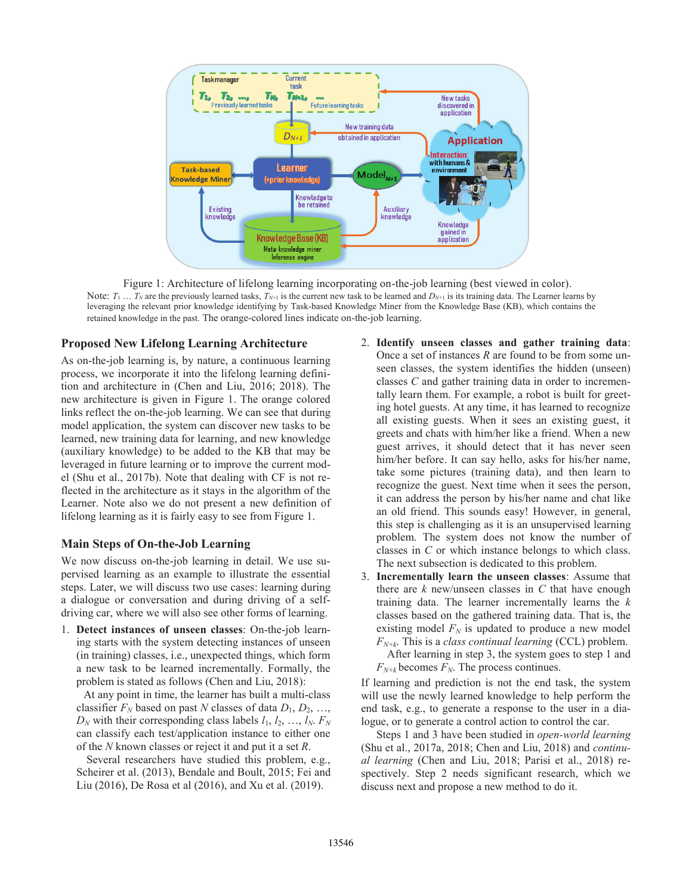Figure 1: Architecture of lifelong learning incorporating on-the-job learning (best viewed in color).

Note: $T_1 \ldots T_N$ are the previously learned tasks, $T_{N+1}$ is the current new task to be learned and $D_{N+1}$ is its training data. The Learner learns by leveraging the relevant prior knowledge identifying by Task-based Knowledge Miner from the Knowledge Base (KB), which contains the retained knowledge in the past. The orange-colored lines indicate on-the-job learning.

## Proposed New Lifelong Learning Architecture

As on-the-job learning is, by nature, a continuous learning process, we incorporate it into the lifelong learning definition and architecture in (Chen and Liu, 2016; 2018). The new architecture is given in Figure 1. The orange colored links reflect the on-the-job learning. We can see that during model application, the system can discover new tasks to be learned, new training data for learning, and new knowledge (auxiliary knowledge) to be added to the KB that may be leveraged in future learning or to improve the current model (Shu et al., 2017b). Note that dealing with CF is not reflected in the architecture as it stays in the algorithm of the Learner. Note also we do not present a new definition of lifelong learning as it is fairly easy to see from Figure 1.

## Main Steps of On-the-Job Learning

We now discuss on-the-job learning in detail. We use supervised learning as an example to illustrate the essential steps. Later, we will discuss two use cases: learning during a dialogue or conversation and during driving of a self-driving car, where we will also see other forms of learning.

1. **Detect instances of unseen classes**: On-the-job learning starts with the system detecting instances of unseen (in training) classes, i.e., unexpected things, which form a new task to be learned incrementally. Formally, the problem is stated as follows (Chen and Liu, 2018):

   At any point in time, the learner has built a multi-class classifier $F_N$ based on past $N$ classes of data $D_1, D_2, \ldots, D_N$ with their corresponding class labels $l_1, l_2, \ldots, l_N$. $F_N$ can classify each test/application instance to either one of the $N$ known classes or reject it and put it a set $R$.

   Several researchers have studied this problem, e.g., Scheirer et al. (2013), Bendale and Boult, 2015; Fei and Liu (2016), De Rosa et al (2016), and Xu et al. (2019).

2. **Identify unseen classes and gather training data**: Once a set of instances $R$ are found to be from some unseen classes, the system identifies the hidden (unseen) classes $C$ and gather training data in order to incrementally learn them. For example, a robot is built for greeting hotel guests. At any time, it has learned to recognize all existing guests. When it sees an existing guest, it greets and chats with him/her like a friend. When a new guest arrives, it should detect that it has never seen him/her before. It can say hello, asks for his/her name, take some pictures (training data), and then learn to recognize the guest. Next time when it sees the person, it can address the person by his/her name and chat like an old friend. This sounds easy! However, in general, this step is challenging as it is an unsupervised learning problem. The system does not know the number of classes in $C$ or which instance belongs to which class. The next subsection is dedicated to this problem.

3. **Incrementally learn the unseen classes**: Assume that there are $k$ new/unseen classes in $C$ that have enough training data. The learner incrementally learns the $k$ classes based on the gathered training data. That is, the existing model $F_N$ is updated to produce a new model $F_{N+k}$. This is a *class continual learning* (CCL) problem.

   After learning in step 3, the system goes to step 1 and $F_{N+k}$ becomes $F_N$. The process continues.

If learning and prediction is not the end task, the system will use the newly learned knowledge to help perform the end task, e.g., to generate a response to the user in a dialogue, or to generate a control action to control the car.

Steps 1 and 3 have been studied in *open-world learning* (Shu et al., 2017a, 2018; Chen and Liu, 2018) and *continual learning* (Chen and Liu, 2018; Parisi et al., 2018) respectively. Step 2 needs significant research, which we discuss next and propose a new method to do it.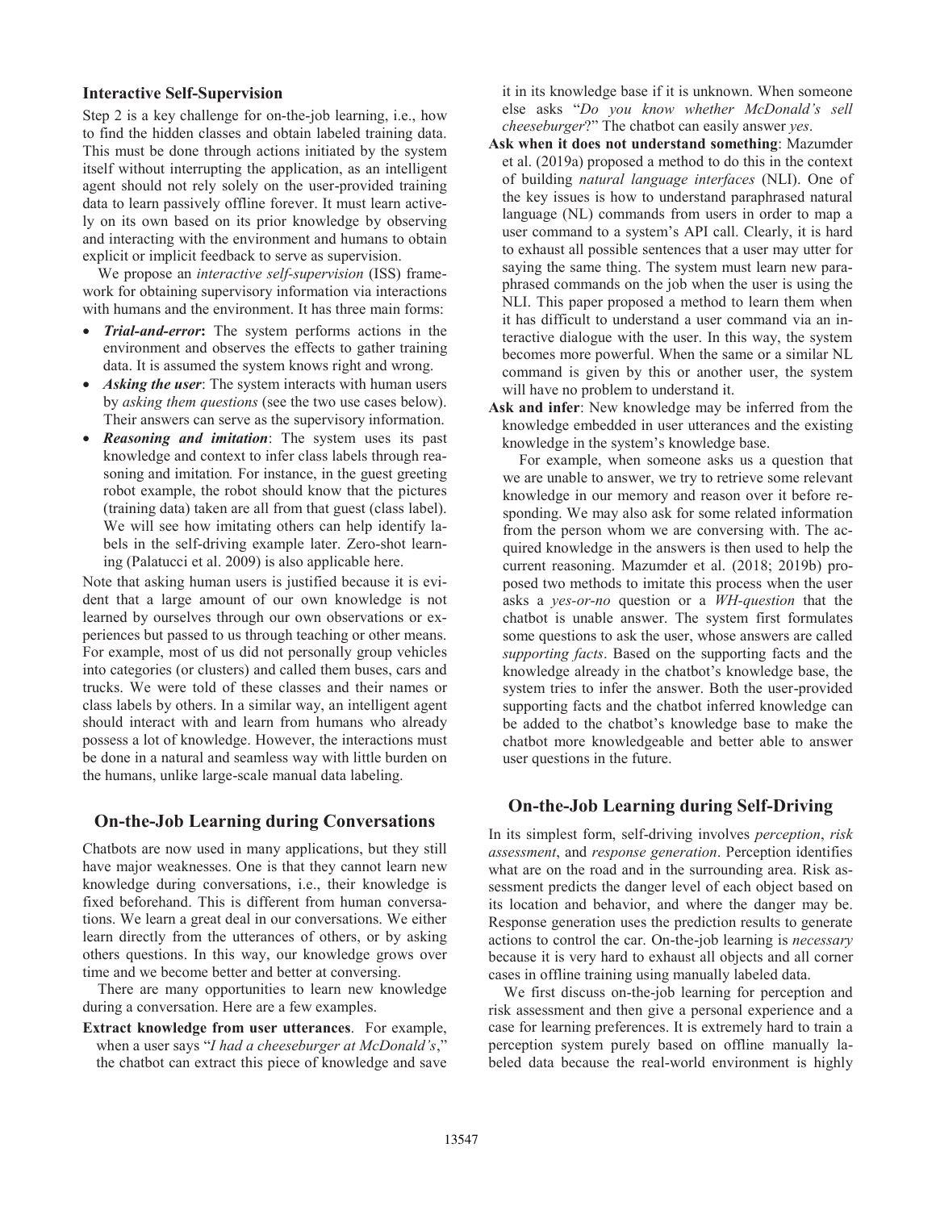### Interactive Self-Supervision

Step 2 is a key challenge for on-the-job learning, i.e., how to find the hidden classes and obtain labeled training data. This must be done through actions initiated by the system itself without interrupting the application, as an intelligent agent should not rely solely on the user-provided training data to learn passively offline forever. It must learn actively on its own based on its prior knowledge by observing and interacting with the environment and humans to obtain explicit or implicit feedback to serve as supervision.

We propose an *interactive self-supervision* (ISS) framework for obtaining supervisory information via interactions with humans and the environment. It has three main forms:

- ***Trial-and-error*:** The system performs actions in the environment and observes the effects to gather training data. It is assumed the system knows right and wrong.
- ***Asking the user***: The system interacts with human users by *asking them questions* (see the two use cases below). Their answers can serve as the supervisory information.
- ***Reasoning and imitation***: The system uses its past knowledge and context to infer class labels through reasoning and imitation*.* For instance, in the guest greeting robot example, the robot should know that the pictures (training data) taken are all from that guest (class label). We will see how imitating others can help identify labels in the self-driving example later. Zero-shot learning (Palatucci et al. 2009) is also applicable here.

Note that asking human users is justified because it is evident that a large amount of our own knowledge is not learned by ourselves through our own observations or experiences but passed to us through teaching or other means. For example, most of us did not personally group vehicles into categories (or clusters) and called them buses, cars and trucks. We were told of these classes and their names or class labels by others. In a similar way, an intelligent agent should interact with and learn from humans who already possess a lot of knowledge. However, the interactions must be done in a natural and seamless way with little burden on the humans, unlike large-scale manual data labeling.

## On-the-Job Learning during Conversations

Chatbots are now used in many applications, but they still have major weaknesses. One is that they cannot learn new knowledge during conversations, i.e., their knowledge is fixed beforehand. This is different from human conversations. We learn a great deal in our conversations. We either learn directly from the utterances of others, or by asking others questions. In this way, our knowledge grows over time and we become better and better at conversing.

There are many opportunities to learn new knowledge during a conversation. Here are a few examples.

**Extract knowledge from user utterances**. For example, when a user says "*I had a cheeseburger at McDonald's*," the chatbot can extract this piece of knowledge and save it in its knowledge base if it is unknown. When someone else asks "*Do you know whether McDonald's sell cheeseburger*?" The chatbot can easily answer *yes*.

**Ask when it does not understand something**: Mazumder et al. (2019a) proposed a method to do this in the context of building *natural language interfaces* (NLI). One of the key issues is how to understand paraphrased natural language (NL) commands from users in order to map a user command to a system's API call. Clearly, it is hard to exhaust all possible sentences that a user may utter for saying the same thing. The system must learn new paraphrased commands on the job when the user is using the NLI. This paper proposed a method to learn them when it has difficult to understand a user command via an interactive dialogue with the user. In this way, the system becomes more powerful. When the same or a similar NL command is given by this or another user, the system will have no problem to understand it.

**Ask and infer**: New knowledge may be inferred from the knowledge embedded in user utterances and the existing knowledge in the system's knowledge base.

For example, when someone asks us a question that we are unable to answer, we try to retrieve some relevant knowledge in our memory and reason over it before responding. We may also ask for some related information from the person whom we are conversing with. The acquired knowledge in the answers is then used to help the current reasoning. Mazumder et al. (2018; 2019b) proposed two methods to imitate this process when the user asks a *yes-or-no* question or a *WH-question* that the chatbot is unable answer. The system first formulates some questions to ask the user, whose answers are called *supporting facts*. Based on the supporting facts and the knowledge already in the chatbot's knowledge base, the system tries to infer the answer. Both the user-provided supporting facts and the chatbot inferred knowledge can be added to the chatbot's knowledge base to make the chatbot more knowledgeable and better able to answer user questions in the future.

## On-the-Job Learning during Self-Driving

In its simplest form, self-driving involves *perception*, *risk assessment*, and *response generation*. Perception identifies what are on the road and in the surrounding area. Risk assessment predicts the danger level of each object based on its location and behavior, and where the danger may be. Response generation uses the prediction results to generate actions to control the car. On-the-job learning is *necessary* because it is very hard to exhaust all objects and all corner cases in offline training using manually labeled data.

We first discuss on-the-job learning for perception and risk assessment and then give a personal experience and a case for learning preferences. It is extremely hard to train a perception system purely based on offline manually labeled data because the real-world environment is highly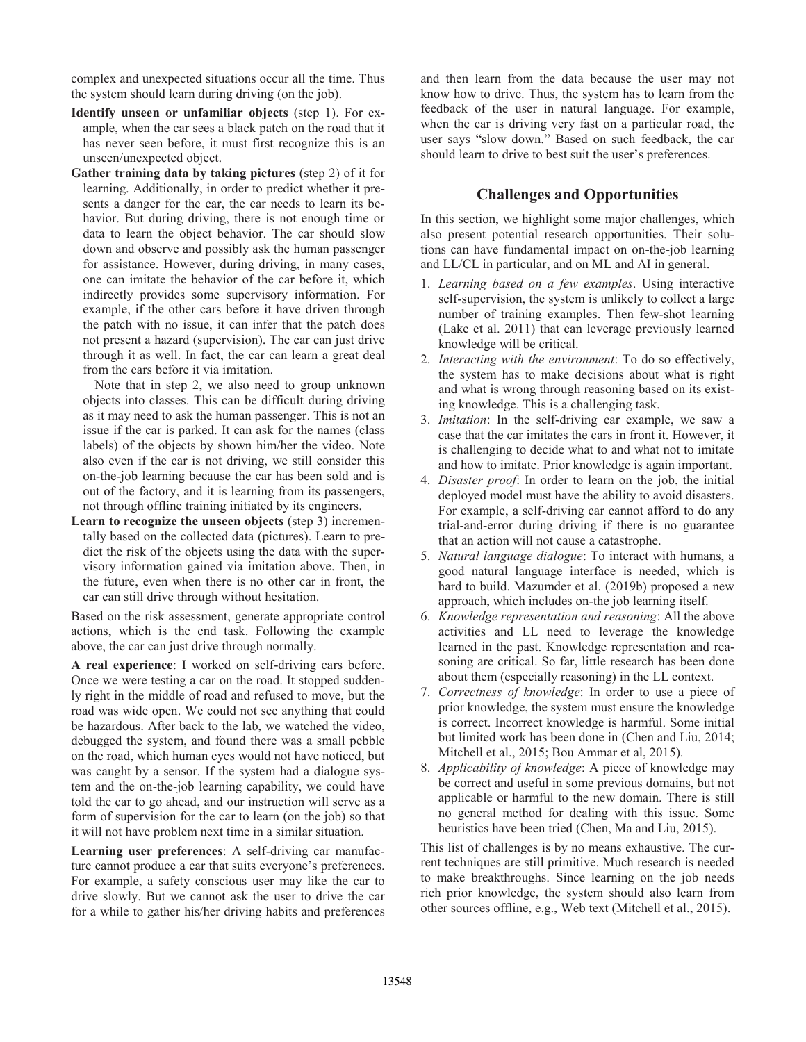complex and unexpected situations occur all the time. Thus the system should learn during driving (on the job).

**Identify unseen or unfamiliar objects** (step 1). For example, when the car sees a black patch on the road that it has never seen before, it must first recognize this is an unseen/unexpected object.

**Gather training data by taking pictures** (step 2) of it for learning. Additionally, in order to predict whether it presents a danger for the car, the car needs to learn its behavior. But during driving, there is not enough time or data to learn the object behavior. The car should slow down and observe and possibly ask the human passenger for assistance. However, during driving, in many cases, one can imitate the behavior of the car before it, which indirectly provides some supervisory information. For example, if the other cars before it have driven through the patch with no issue, it can infer that the patch does not present a hazard (supervision). The car can just drive through it as well. In fact, the car can learn a great deal from the cars before it via imitation.

Note that in step 2, we also need to group unknown objects into classes. This can be difficult during driving as it may need to ask the human passenger. This is not an issue if the car is parked. It can ask for the names (class labels) of the objects by shown him/her the video. Note also even if the car is not driving, we still consider this on-the-job learning because the car has been sold and is out of the factory, and it is learning from its passengers, not through offline training initiated by its engineers.

**Learn to recognize the unseen objects** (step 3) incrementally based on the collected data (pictures). Learn to predict the risk of the objects using the data with the supervisory information gained via imitation above. Then, in the future, even when there is no other car in front, the car can still drive through without hesitation.

Based on the risk assessment, generate appropriate control actions, which is the end task. Following the example above, the car can just drive through normally.

**A real experience**: I worked on self-driving cars before. Once we were testing a car on the road. It stopped suddenly right in the middle of road and refused to move, but the road was wide open. We could not see anything that could be hazardous. After back to the lab, we watched the video, debugged the system, and found there was a small pebble on the road, which human eyes would not have noticed, but was caught by a sensor. If the system had a dialogue system and the on-the-job learning capability, we could have told the car to go ahead, and our instruction will serve as a form of supervision for the car to learn (on the job) so that it will not have problem next time in a similar situation.

**Learning user preferences**: A self-driving car manufacture cannot produce a car that suits everyone's preferences. For example, a safety conscious user may like the car to drive slowly. But we cannot ask the user to drive the car for a while to gather his/her driving habits and preferences and then learn from the data because the user may not know how to drive. Thus, the system has to learn from the feedback of the user in natural language. For example, when the car is driving very fast on a particular road, the user says "slow down." Based on such feedback, the car should learn to drive to best suit the user's preferences.

## Challenges and Opportunities

In this section, we highlight some major challenges, which also present potential research opportunities. Their solutions can have fundamental impact on on-the-job learning and LL/CL in particular, and on ML and AI in general.

1. *Learning based on a few examples*. Using interactive self-supervision, the system is unlikely to collect a large number of training examples. Then few-shot learning (Lake et al. 2011) that can leverage previously learned knowledge will be critical.
2. *Interacting with the environment*: To do so effectively, the system has to make decisions about what is right and what is wrong through reasoning based on its existing knowledge. This is a challenging task.
3. *Imitation*: In the self-driving car example, we saw a case that the car imitates the cars in front it. However, it is challenging to decide what to and what not to imitate and how to imitate. Prior knowledge is again important.
4. *Disaster proof*: In order to learn on the job, the initial deployed model must have the ability to avoid disasters. For example, a self-driving car cannot afford to do any trial-and-error during driving if there is no guarantee that an action will not cause a catastrophe.
5. *Natural language dialogue*: To interact with humans, a good natural language interface is needed, which is hard to build. Mazumder et al. (2019b) proposed a new approach, which includes on-the job learning itself.
6. *Knowledge representation and reasoning*: All the above activities and LL need to leverage the knowledge learned in the past. Knowledge representation and reasoning are critical. So far, little research has been done about them (especially reasoning) in the LL context.
7. *Correctness of knowledge*: In order to use a piece of prior knowledge, the system must ensure the knowledge is correct. Incorrect knowledge is harmful. Some initial but limited work has been done in (Chen and Liu, 2014; Mitchell et al., 2015; Bou Ammar et al, 2015).
8. *Applicability of knowledge*: A piece of knowledge may be correct and useful in some previous domains, but not applicable or harmful to the new domain. There is still no general method for dealing with this issue. Some heuristics have been tried (Chen, Ma and Liu, 2015).

This list of challenges is by no means exhaustive. The current techniques are still primitive. Much research is needed to make breakthroughs. Since learning on the job needs rich prior knowledge, the system should also learn from other sources offline, e.g., Web text (Mitchell et al., 2015).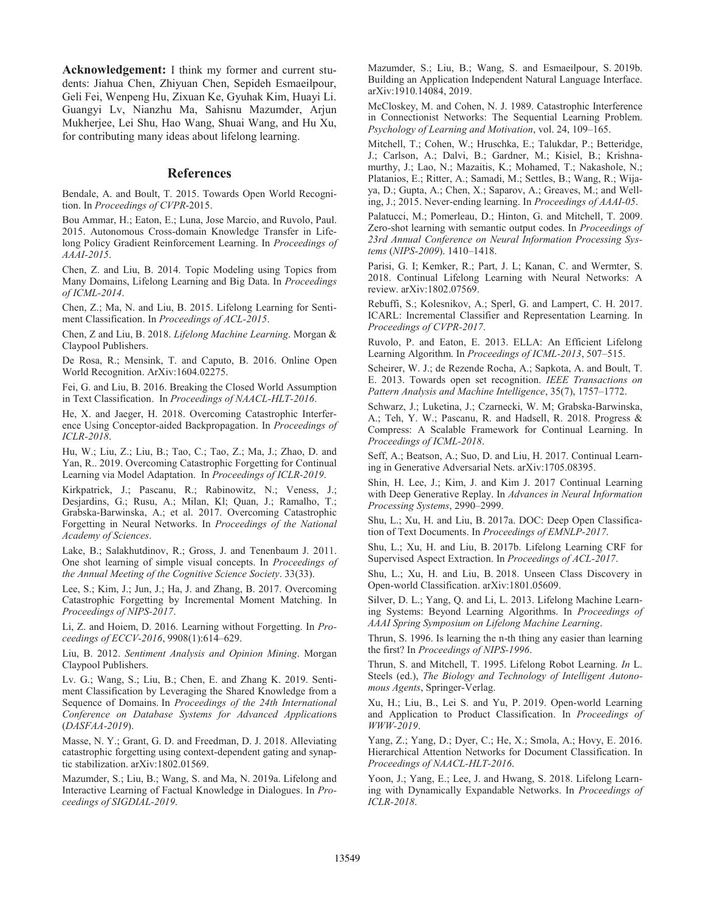**Acknowledgement:** I think my former and current students: Jiahua Chen, Zhiyuan Chen, Sepideh Esmaeilpour, Geli Fei, Wenpeng Hu, Zixuan Ke, Gyuhak Kim, Huayi Li. Guangyi Lv, Nianzhu Ma, Sahisnu Mazumder, Arjun Mukherjee, Lei Shu, Hao Wang, Shuai Wang, and Hu Xu, for contributing many ideas about lifelong learning.

## References

Bendale, A. and Boult, T. 2015. Towards Open World Recognition. In *Proceedings of CVPR*-2015.

Bou Ammar, H.; Eaton, E.; Luna, Jose Marcio, and Ruvolo, Paul. 2015. Autonomous Cross-domain Knowledge Transfer in Lifelong Policy Gradient Reinforcement Learning. In *Proceedings of AAAI-2015*.

Chen, Z. and Liu, B. 2014. Topic Modeling using Topics from Many Domains, Lifelong Learning and Big Data. In *Proceedings of ICML-2014*.

Chen, Z.; Ma, N. and Liu, B. 2015. Lifelong Learning for Sentiment Classification. In *Proceedings of ACL-2015*.

Chen, Z and Liu, B. 2018. *Lifelong Machine Learning*. Morgan & Claypool Publishers.

De Rosa, R.; Mensink, T. and Caputo, B. 2016. Online Open World Recognition. ArXiv:1604.02275.

Fei, G. and Liu, B. 2016. Breaking the Closed World Assumption in Text Classification. In *Proceedings of NAACL-HLT-2016*.

He, X. and Jaeger, H. 2018. Overcoming Catastrophic Interference Using Conceptor-aided Backpropagation. In *Proceedings of ICLR-2018*.

Hu, W.; Liu, Z.; Liu, B.; Tao, C.; Tao, Z.; Ma, J.; Zhao, D. and Yan, R.. 2019. Overcoming Catastrophic Forgetting for Continual Learning via Model Adaptation. In *Proceedings of ICLR-2019*.

Kirkpatrick, J.; Pascanu, R.; Rabinowitz, N.; Veness, J.; Desjardins, G.; Rusu, A.; Milan, Kl; Quan, J.; Ramalho, T.; Grabska-Barwinska, A.; et al. 2017. Overcoming Catastrophic Forgetting in Neural Networks. In *Proceedings of the National Academy of Sciences*.

Lake, B.; Salakhutdinov, R.; Gross, J. and Tenenbaum J. 2011. One shot learning of simple visual concepts. In *Proceedings of the Annual Meeting of the Cognitive Science Society*. 33(33).

Lee, S.; Kim, J.; Jun, J.; Ha, J. and Zhang, B. 2017. Overcoming Catastrophic Forgetting by Incremental Moment Matching. In *Proceedings of NIPS-2017*.

Li, Z. and Hoiem, D. 2016. Learning without Forgetting. In *Proceedings of ECCV-2016*, 9908(1):614–629.

Liu, B. 2012. *Sentiment Analysis and Opinion Mining*. Morgan Claypool Publishers.

Lv. G.; Wang, S.; Liu, B.; Chen, E. and Zhang K. 2019. Sentiment Classification by Leveraging the Shared Knowledge from a Sequence of Domains. In *Proceedings of the 24th International Conference on Database Systems for Advanced Applications* (*DASFAA-2019*).

Masse, N. Y.; Grant, G. D. and Freedman, D. J. 2018. Alleviating catastrophic forgetting using context-dependent gating and synaptic stabilization. arXiv:1802.01569.

Mazumder, S.; Liu, B.; Wang, S. and Ma, N. 2019a. Lifelong and Interactive Learning of Factual Knowledge in Dialogues. In *Proceedings of SIGDIAL-2019*.

Mazumder, S.; Liu, B.; Wang, S. and Esmaeilpour, S. 2019b. Building an Application Independent Natural Language Interface. arXiv:1910.14084, 2019.

McCloskey, M. and Cohen, N. J. 1989. Catastrophic Interference in Connectionist Networks: The Sequential Learning Problem. *Psychology of Learning and Motivation*, vol. 24, 109–165.

Mitchell, T.; Cohen, W.; Hruschka, E.; Talukdar, P.; Betteridge, J.; Carlson, A.; Dalvi, B.; Gardner, M.; Kisiel, B.; Krishnamurthy, J.; Lao, N.; Mazaitis, K.; Mohamed, T.; Nakashole, N.; Platanios, E.; Ritter, A.; Samadi, M.; Settles, B.; Wang, R.; Wijaya, D.; Gupta, A.; Chen, X.; Saparov, A.; Greaves, M.; and Welling, J.; 2015. Never-ending learning. In *Proceedings of AAAI-05*.

Palatucci, M.; Pomerleau, D.; Hinton, G. and Mitchell, T. 2009. Zero-shot learning with semantic output codes. In *Proceedings of 23rd Annual Conference on Neural Information Processing Systems* (*NIPS-2009*). 1410–1418.

Parisi, G. I; Kemker, R.; Part, J. L; Kanan, C. and Wermter, S. 2018. Continual Lifelong Learning with Neural Networks: A review. arXiv:1802.07569.

Rebuffi, S.; Kolesnikov, A.; Sperl, G. and Lampert, C. H. 2017. ICARL: Incremental Classifier and Representation Learning. In *Proceedings of CVPR-2017*.

Ruvolo, P. and Eaton, E. 2013. ELLA: An Efficient Lifelong Learning Algorithm. In *Proceedings of ICML-2013*, 507–515.

Scheirer, W. J.; de Rezende Rocha, A.; Sapkota, A. and Boult, T. E. 2013. Towards open set recognition. *IEEE Transactions on Pattern Analysis and Machine Intelligence*, 35(7), 1757–1772.

Schwarz, J.; Luketina, J.; Czarnecki, W. M; Grabska-Barwinska, A.; Teh, Y. W.; Pascanu, R. and Hadsell, R. 2018. Progress & Compress: A Scalable Framework for Continual Learning. In *Proceedings of ICML-2018*.

Seff, A.; Beatson, A.; Suo, D. and Liu, H. 2017. Continual Learning in Generative Adversarial Nets. arXiv:1705.08395.

Shin, H. Lee, J.; Kim, J. and Kim J. 2017 Continual Learning with Deep Generative Replay. In *Advances in Neural Information Processing Systems*, 2990–2999.

Shu, L.; Xu, H. and Liu, B. 2017a. DOC: Deep Open Classification of Text Documents. In *Proceedings of EMNLP-2017.*

Shu, L.; Xu, H. and Liu, B. 2017b. Lifelong Learning CRF for Supervised Aspect Extraction. In *Proceedings of ACL-2017*.

Shu, L.; Xu, H. and Liu, B. 2018. Unseen Class Discovery in Open-world Classification. arXiv:1801.05609.

Silver, D. L.; Yang, Q. and Li, L. 2013. Lifelong Machine Learning Systems: Beyond Learning Algorithms. In *Proceedings of AAAI Spring Symposium on Lifelong Machine Learning*.

Thrun, S. 1996. Is learning the n-th thing any easier than learning the first? In *Proceedings of NIPS-1996*.

Thrun, S. and Mitchell, T. 1995. Lifelong Robot Learning. *In* L. Steels (ed.), *The Biology and Technology of Intelligent Autonomous Agents*, Springer-Verlag.

Xu, H.; Liu, B., Lei S. and Yu, P. 2019. Open-world Learning and Application to Product Classification. In *Proceedings of WWW-2019*.

Yang, Z.; Yang, D.; Dyer, C.; He, X.; Smola, A.; Hovy, E. 2016. Hierarchical Attention Networks for Document Classification. In *Proceedings of NAACL-HLT-2016*.

Yoon, J.; Yang, E.; Lee, J. and Hwang, S. 2018. Lifelong Learning with Dynamically Expandable Networks. In *Proceedings of ICLR-2018*.